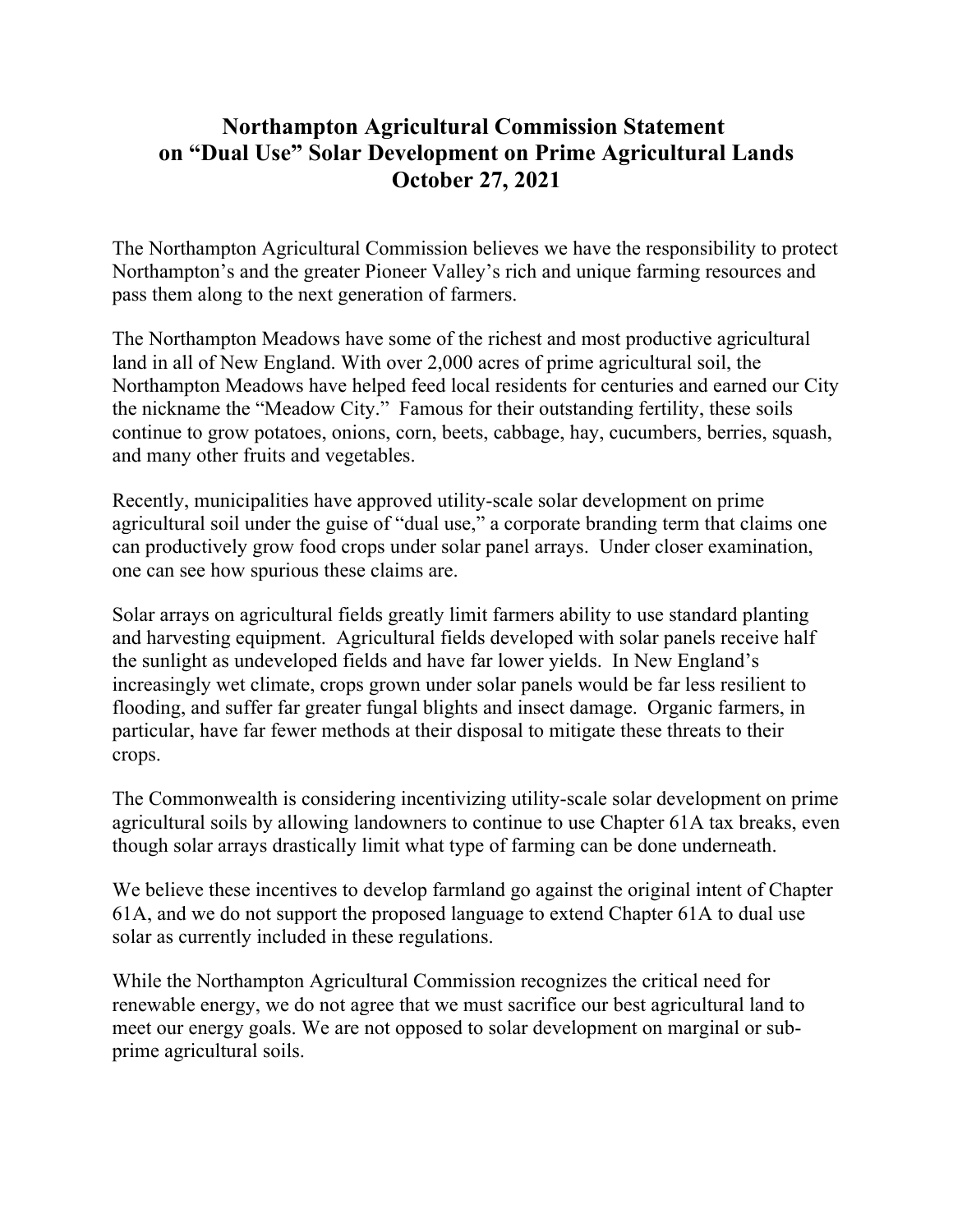# Northampton Agricultural Commission Statement on "Dual Use" Solar Development on Prime Agricultural Lands October 27, 2021

The Northampton Agricultural Commission believes we have the responsibility to protect Northampton's and the greater Pioneer Valley's rich and unique farming resources and pass them along to the next generation of farmers.

The Northampton Meadows have some of the richest and most productive agricultural land in all of New England. With over 2,000 acres of prime agricultural soil, the Northampton Meadows have helped feed local residents for centuries and earned our City the nickname the "Meadow City." Famous for their outstanding fertility, these soils continue to grow potatoes, onions, corn, beets, cabbage, hay, cucumbers, berries, squash, and many other fruits and vegetables.

Recently, municipalities have approved utility-scale solar development on prime agricultural soil under the guise of "dual use," a corporate branding term that claims one can productively grow food crops under solar panel arrays. Under closer examination, one can see how spurious these claims are.

Solar arrays on agricultural fields greatly limit farmers ability to use standard planting and harvesting equipment. Agricultural fields developed with solar panels receive half the sunlight as undeveloped fields and have far lower yields. In New England's increasingly wet climate, crops grown under solar panels would be far less resilient to flooding, and suffer far greater fungal blights and insect damage. Organic farmers, in particular, have far fewer methods at their disposal to mitigate these threats to their crops.

The Commonwealth is considering incentivizing utility-scale solar development on prime agricultural soils by allowing landowners to continue to use Chapter 61A tax breaks, even though solar arrays drastically limit what type of farming can be done underneath.

We believe these incentives to develop farmland go against the original intent of Chapter 61A, and we do not support the proposed language to extend Chapter 61A to dual use solar as currently included in these regulations.

While the Northampton Agricultural Commission recognizes the critical need for renewable energy, we do not agree that we must sacrifice our best agricultural land to meet our energy goals. We are not opposed to solar development on marginal or sub-prime agricultural soils.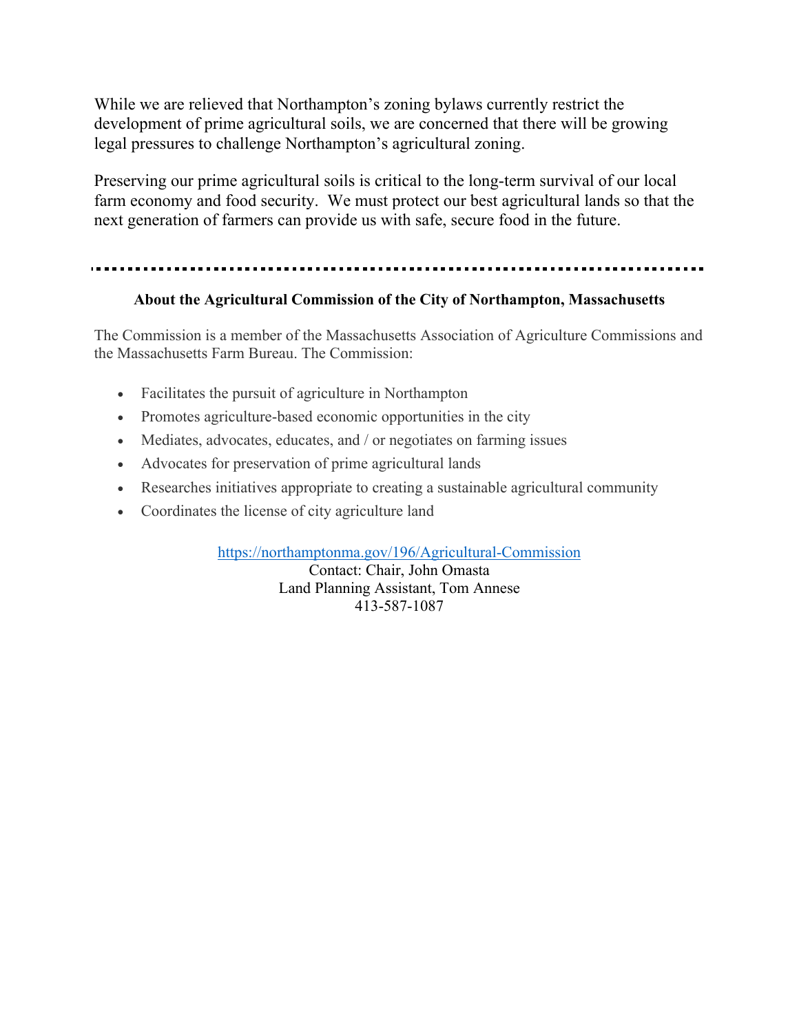While we are relieved that Northampton's zoning bylaws currently restrict the development of prime agricultural soils, we are concerned that there will be growing legal pressures to challenge Northampton's agricultural zoning.

Preserving our prime agricultural soils is critical to the long-term survival of our local farm economy and food security. We must protect our best agricultural lands so that the next generation of farmers can provide us with safe, secure food in the future.

---

**About the Agricultural Commission of the City of Northampton, Massachusetts**

The Commission is a member of the Massachusetts Association of Agriculture Commissions and the Massachusetts Farm Bureau. The Commission:

- Facilitates the pursuit of agriculture in Northampton
- Promotes agriculture-based economic opportunities in the city
- Mediates, advocates, educates, and / or negotiates on farming issues
- Advocates for preservation of prime agricultural lands
- Researches initiatives appropriate to creating a sustainable agricultural community
- Coordinates the license of city agriculture land

https://northamptonma.gov/196/Agricultural-Commission
Contact: Chair, John Omasta
Land Planning Assistant, Tom Annese
413-587-1087